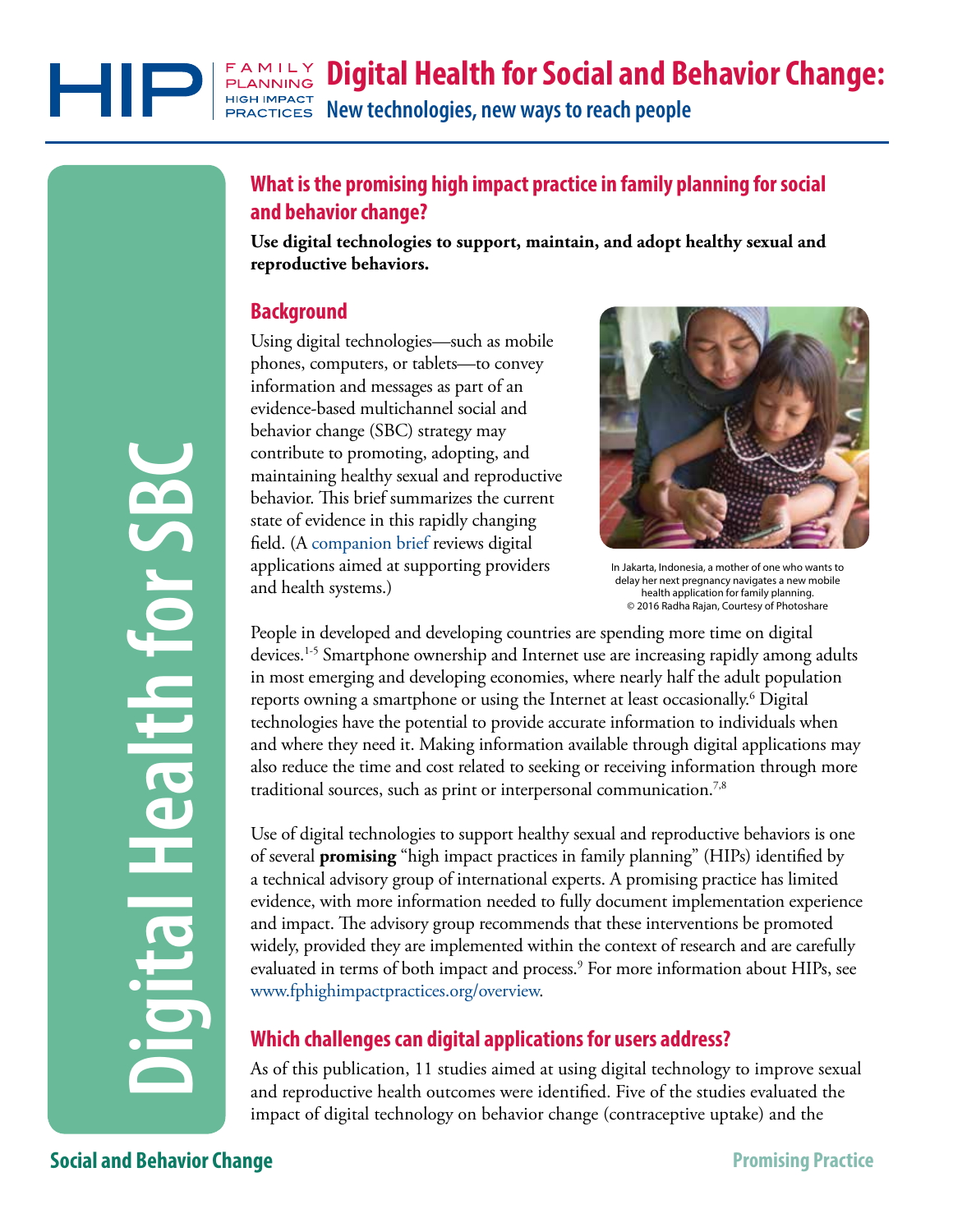# Digital Health for Social and Behavior Change: New technologies, new ways to reach people

FAMILY PLANNING HIGH IMPACT PRACTICES

Digital Health for SBC

## What is the promising high impact practice in family planning for social and behavior change?

**Use digital technologies to support, maintain, and adopt healthy sexual and reproductive behaviors.**

## Background

Using digital technologies—such as mobile phones, computers, or tablets—to convey information and messages as part of an evidence-based multichannel social and behavior change (SBC) strategy may contribute to promoting, adopting, and maintaining healthy sexual and reproductive behavior. This brief summarizes the current state of evidence in this rapidly changing field. (A companion brief reviews digital applications aimed at supporting providers and health systems.)

In Jakarta, Indonesia, a mother of one who wants to delay her next pregnancy navigates a new mobile health application for family planning.
© 2016 Radha Rajan, Courtesy of Photoshare

People in developed and developing countries are spending more time on digital devices.[1-5] Smartphone ownership and Internet use are increasing rapidly among adults in most emerging and developing economies, where nearly half the adult population reports owning a smartphone or using the Internet at least occasionally.[6] Digital technologies have the potential to provide accurate information to individuals when and where they need it. Making information available through digital applications may also reduce the time and cost related to seeking or receiving information through more traditional sources, such as print or interpersonal communication.[7,8]

Use of digital technologies to support healthy sexual and reproductive behaviors is one of several **promising** "high impact practices in family planning" (HIPs) identified by a technical advisory group of international experts. A promising practice has limited evidence, with more information needed to fully document implementation experience and impact. The advisory group recommends that these interventions be promoted widely, provided they are implemented within the context of research and are carefully evaluated in terms of both impact and process.[9] For more information about HIPs, see www.fphighimpactpractices.org/overview.

## Which challenges can digital applications for users address?

As of this publication, 11 studies aimed at using digital technology to improve sexual and reproductive health outcomes were identified. Five of the studies evaluated the impact of digital technology on behavior change (contraceptive uptake) and the

Social and Behavior Change

Promising Practice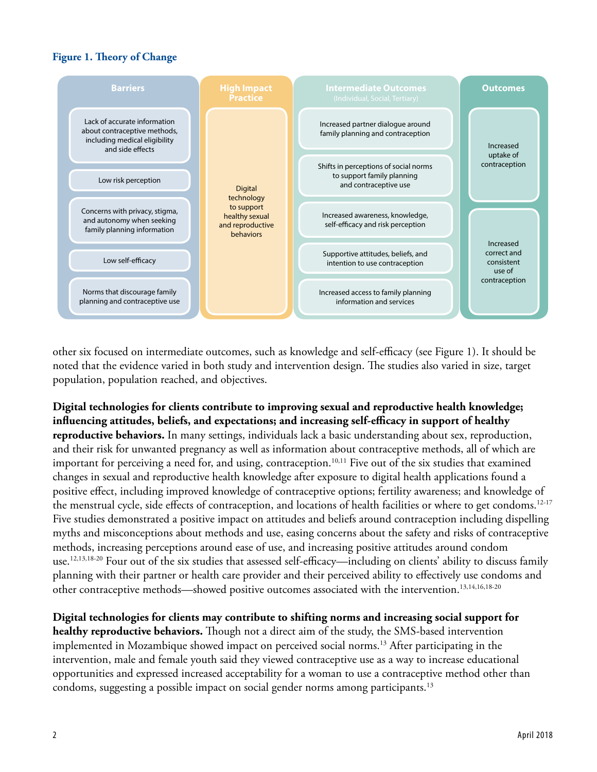**Figure 1. Theory of Change**

| Barriers | High Impact Practice | Intermediate Outcomes (Individual, Social, Tertiary) | Outcomes |
|---|---|---|---|
| Lack of accurate information about contraceptive methods, including medical eligibility and side effects | Digital technology to support healthy sexual and reproductive behaviors | Increased partner dialogue around family planning and contraception | Increased uptake of contraception |
| Low risk perception | | Shifts in perceptions of social norms to support family planning and contraceptive use | |
| Concerns with privacy, stigma, and autonomy when seeking family planning information | | Increased awareness, knowledge, self-efficacy and risk perception | Increased correct and consistent use of contraception |
| Low self-efficacy | | Supportive attitudes, beliefs, and intention to use contraception | |
| Norms that discourage family planning and contraceptive use | | Increased access to family planning information and services | |

other six focused on intermediate outcomes, such as knowledge and self-efficacy (see Figure 1). It should be noted that the evidence varied in both study and intervention design. The studies also varied in size, target population, population reached, and objectives.

**Digital technologies for clients contribute to improving sexual and reproductive health knowledge; influencing attitudes, beliefs, and expectations; and increasing self-efficacy in support of healthy reproductive behaviors.** In many settings, individuals lack a basic understanding about sex, reproduction, and their risk for unwanted pregnancy as well as information about contraceptive methods, all of which are important for perceiving a need for, and using, contraception.[10,11] Five out of the six studies that examined changes in sexual and reproductive health knowledge after exposure to digital health applications found a positive effect, including improved knowledge of contraceptive options; fertility awareness; and knowledge of the menstrual cycle, side effects of contraception, and locations of health facilities or where to get condoms.[12-17] Five studies demonstrated a positive impact on attitudes and beliefs around contraception including dispelling myths and misconceptions about methods and use, easing concerns about the safety and risks of contraceptive methods, increasing perceptions around ease of use, and increasing positive attitudes around condom use.[12,13,18-20] Four out of the six studies that assessed self-efficacy—including on clients' ability to discuss family planning with their partner or health care provider and their perceived ability to effectively use condoms and other contraceptive methods—showed positive outcomes associated with the intervention.[13,14,16,18-20]

**Digital technologies for clients may contribute to shifting norms and increasing social support for healthy reproductive behaviors.** Though not a direct aim of the study, the SMS-based intervention implemented in Mozambique showed impact on perceived social norms.[13] After participating in the intervention, male and female youth said they viewed contraceptive use as a way to increase educational opportunities and expressed increased acceptability for a woman to use a contraceptive method other than condoms, suggesting a possible impact on social gender norms among participants.[13]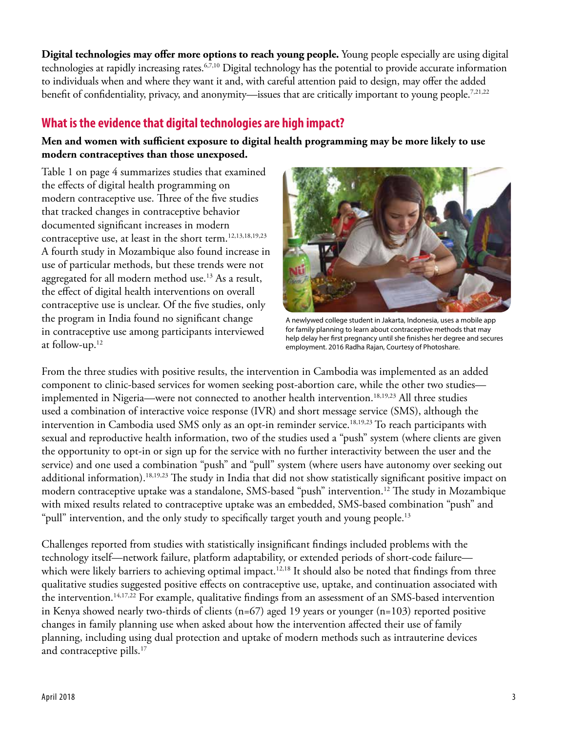**Digital technologies may offer more options to reach young people.** Young people especially are using digital technologies at rapidly increasing rates.[6,7,10] Digital technology has the potential to provide accurate information to individuals when and where they want it and, with careful attention paid to design, may offer the added benefit of confidentiality, privacy, and anonymity—issues that are critically important to young people.[7,21,22]

## What is the evidence that digital technologies are high impact?

**Men and women with sufficient exposure to digital health programming may be more likely to use modern contraceptives than those unexposed.**

Table 1 on page 4 summarizes studies that examined the effects of digital health programming on modern contraceptive use. Three of the five studies that tracked changes in contraceptive behavior documented significant increases in modern contraceptive use, at least in the short term.[12,13,18,19,23] A fourth study in Mozambique also found increase in use of particular methods, but these trends were not aggregated for all modern method use.[13] As a result, the effect of digital health interventions on overall contraceptive use is unclear. Of the five studies, only the program in India found no significant change in contraceptive use among participants interviewed at follow-up.[12]

A newlywed college student in Jakarta, Indonesia, uses a mobile app for family planning to learn about contraceptive methods that may help delay her first pregnancy until she finishes her degree and secures employment. 2016 Radha Rajan, Courtesy of Photoshare.

From the three studies with positive results, the intervention in Cambodia was implemented as an added component to clinic-based services for women seeking post-abortion care, while the other two studies—implemented in Nigeria—were not connected to another health intervention.[18,19,23] All three studies used a combination of interactive voice response (IVR) and short message service (SMS), although the intervention in Cambodia used SMS only as an opt-in reminder service.[18,19,23] To reach participants with sexual and reproductive health information, two of the studies used a "push" system (where clients are given the opportunity to opt-in or sign up for the service with no further interactivity between the user and the service) and one used a combination "push" and "pull" system (where users have autonomy over seeking out additional information).[18,19,23] The study in India that did not show statistically significant positive impact on modern contraceptive uptake was a standalone, SMS-based "push" intervention.[12] The study in Mozambique with mixed results related to contraceptive uptake was an embedded, SMS-based combination "push" and "pull" intervention, and the only study to specifically target youth and young people.[13]

Challenges reported from studies with statistically insignificant findings included problems with the technology itself—network failure, platform adaptability, or extended periods of short-code failure—which were likely barriers to achieving optimal impact.[12,18] It should also be noted that findings from three qualitative studies suggested positive effects on contraceptive use, uptake, and continuation associated with the intervention.[14,17,22] For example, qualitative findings from an assessment of an SMS-based intervention in Kenya showed nearly two-thirds of clients (n=67) aged 19 years or younger (n=103) reported positive changes in family planning use when asked about how the intervention affected their use of family planning, including using dual protection and uptake of modern methods such as intrauterine devices and contraceptive pills.[17]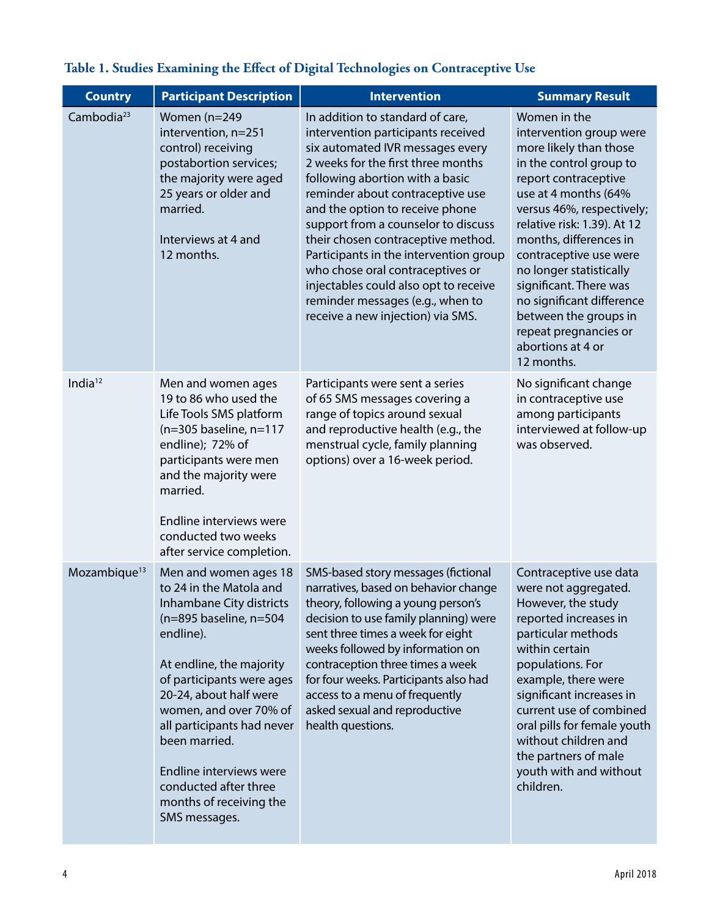**Table 1. Studies Examining the Effect of Digital Technologies on Contraceptive Use**

| Country | Participant Description | Intervention | Summary Result |
|---|---|---|---|
| Cambodia[23] | Women (n=249 intervention, n=251 control) receiving postabortion services; the majority were aged 25 years or older and married.<br><br>Interviews at 4 and 12 months. | In addition to standard of care, intervention participants received six automated IVR messages every 2 weeks for the first three months following abortion with a basic reminder about contraceptive use and the option to receive phone support from a counselor to discuss their chosen contraceptive method. Participants in the intervention group who chose oral contraceptives or injectables could also opt to receive reminder messages (e.g., when to receive a new injection) via SMS. | Women in the intervention group were more likely than those in the control group to report contraceptive use at 4 months (64% versus 46%, respectively; relative risk: 1.39). At 12 months, differences in contraceptive use were no longer statistically significant. There was no significant difference between the groups in repeat pregnancies or abortions at 4 or 12 months. |
| India[12] | Men and women ages 19 to 86 who used the Life Tools SMS platform (n=305 baseline, n=117 endline); 72% of participants were men and the majority were married.<br><br>Endline interviews were conducted two weeks after service completion. | Participants were sent a series of 65 SMS messages covering a range of topics around sexual and reproductive health (e.g., the menstrual cycle, family planning options) over a 16-week period. | No significant change in contraceptive use among participants interviewed at follow-up was observed. |
| Mozambique[13] | Men and women ages 18 to 24 in the Matola and Inhambane City districts (n=895 baseline, n=504 endline).<br><br>At endline, the majority of participants were ages 20-24, about half were women, and over 70% of all participants had never been married.<br><br>Endline interviews were conducted after three months of receiving the SMS messages. | SMS-based story messages (fictional narratives, based on behavior change theory, following a young person's decision to use family planning) were sent three times a week for eight weeks followed by information on contraception three times a week for four weeks. Participants also had access to a menu of frequently asked sexual and reproductive health questions. | Contraceptive use data were not aggregated. However, the study reported increases in particular methods within certain populations. For example, there were significant increases in current use of combined oral pills for female youth without children and the partners of male youth with and without children. |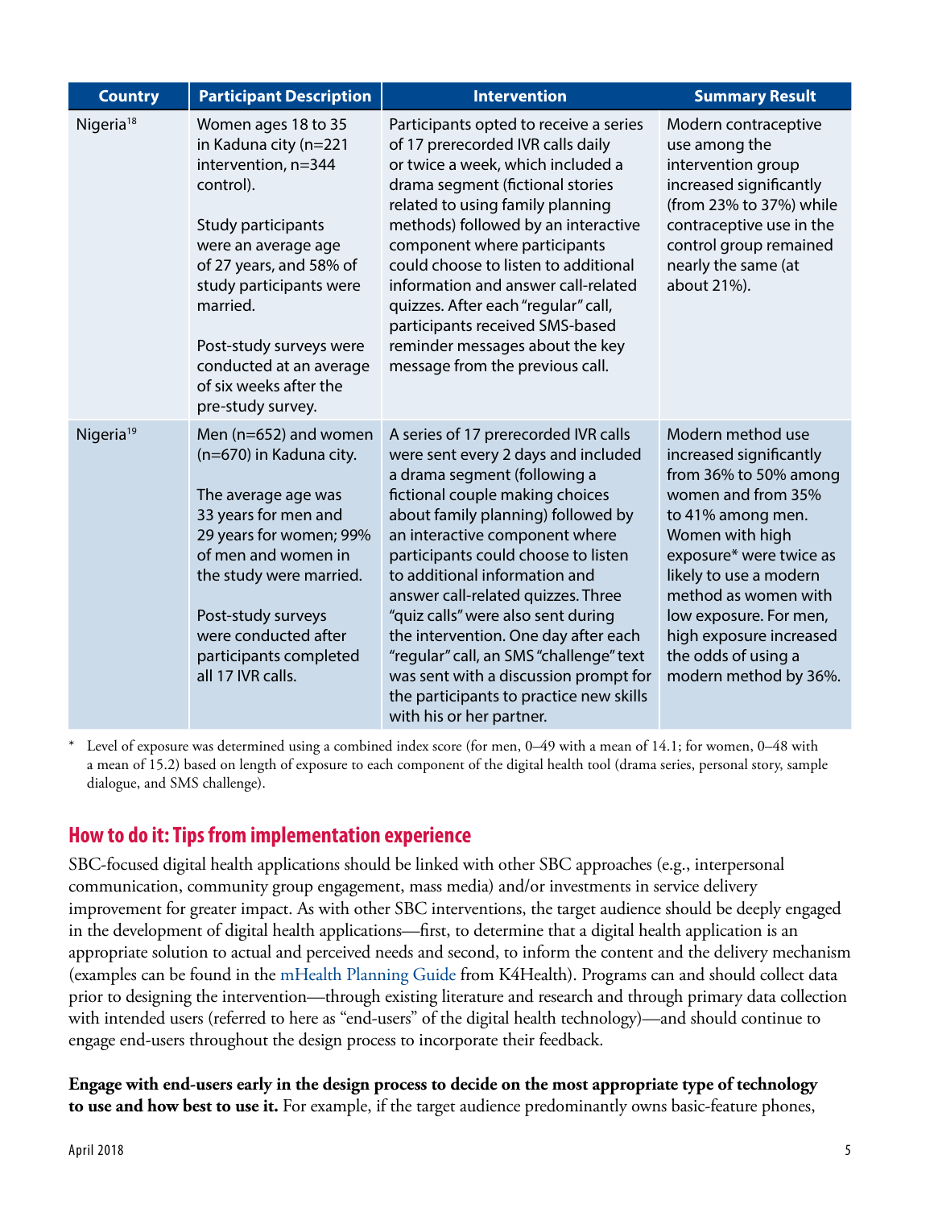| Country | Participant Description | Intervention | Summary Result |
|---|---|---|---|
| Nigeria[18] | Women ages 18 to 35 in Kaduna city (n=221 intervention, n=344 control).<br><br>Study participants were an average age of 27 years, and 58% of study participants were married.<br><br>Post-study surveys were conducted at an average of six weeks after the pre-study survey. | Participants opted to receive a series of 17 prerecorded IVR calls daily or twice a week, which included a drama segment (fictional stories related to using family planning methods) followed by an interactive component where participants could choose to listen to additional information and answer call-related quizzes. After each "regular" call, participants received SMS-based reminder messages about the key message from the previous call. | Modern contraceptive use among the intervention group increased significantly (from 23% to 37%) while contraceptive use in the control group remained nearly the same (at about 21%). |
| Nigeria[19] | Men (n=652) and women (n=670) in Kaduna city.<br><br>The average age was 33 years for men and 29 years for women; 99% of men and women in the study were married.<br><br>Post-study surveys were conducted after participants completed all 17 IVR calls. | A series of 17 prerecorded IVR calls were sent every 2 days and included a drama segment (following a fictional couple making choices about family planning) followed by an interactive component where participants could choose to listen to additional information and answer call-related quizzes. Three "quiz calls" were also sent during the intervention. One day after each "regular" call, an SMS "challenge" text was sent with a discussion prompt for the participants to practice new skills with his or her partner. | Modern method use increased significantly from 36% to 50% among women and from 35% to 41% among men. Women with high exposure* were twice as likely to use a modern method as women with low exposure. For men, high exposure increased the odds of using a modern method by 36%. |

\* Level of exposure was determined using a combined index score (for men, 0–49 with a mean of 14.1; for women, 0–48 with a mean of 15.2) based on length of exposure to each component of the digital health tool (drama series, personal story, sample dialogue, and SMS challenge).

## How to do it: Tips from implementation experience

SBC-focused digital health applications should be linked with other SBC approaches (e.g., interpersonal communication, community group engagement, mass media) and/or investments in service delivery improvement for greater impact. As with other SBC interventions, the target audience should be deeply engaged in the development of digital health applications—first, to determine that a digital health application is an appropriate solution to actual and perceived needs and second, to inform the content and the delivery mechanism (examples can be found in the mHealth Planning Guide from K4Health). Programs can and should collect data prior to designing the intervention—through existing literature and research and through primary data collection with intended users (referred to here as "end-users" of the digital health technology)—and should continue to engage end-users throughout the design process to incorporate their feedback.

**Engage with end-users early in the design process to decide on the most appropriate type of technology to use and how best to use it.** For example, if the target audience predominantly owns basic-feature phones,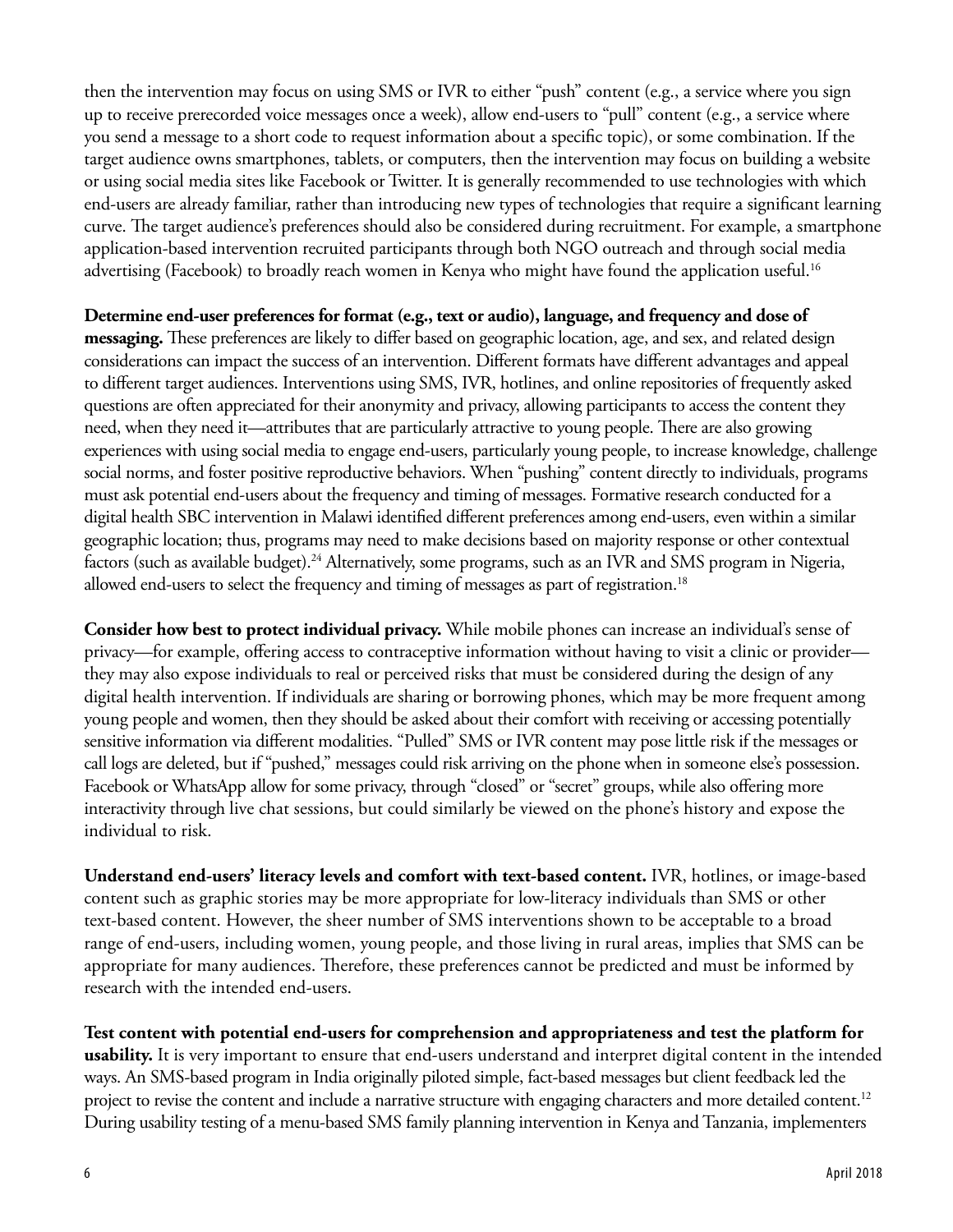then the intervention may focus on using SMS or IVR to either "push" content (e.g., a service where you sign up to receive prerecorded voice messages once a week), allow end-users to "pull" content (e.g., a service where you send a message to a short code to request information about a specific topic), or some combination. If the target audience owns smartphones, tablets, or computers, then the intervention may focus on building a website or using social media sites like Facebook or Twitter. It is generally recommended to use technologies with which end-users are already familiar, rather than introducing new types of technologies that require a significant learning curve. The target audience's preferences should also be considered during recruitment. For example, a smartphone application-based intervention recruited participants through both NGO outreach and through social media advertising (Facebook) to broadly reach women in Kenya who might have found the application useful.[16]

**Determine end-user preferences for format (e.g., text or audio), language, and frequency and dose of messaging.** These preferences are likely to differ based on geographic location, age, and sex, and related design considerations can impact the success of an intervention. Different formats have different advantages and appeal to different target audiences. Interventions using SMS, IVR, hotlines, and online repositories of frequently asked questions are often appreciated for their anonymity and privacy, allowing participants to access the content they need, when they need it—attributes that are particularly attractive to young people. There are also growing experiences with using social media to engage end-users, particularly young people, to increase knowledge, challenge social norms, and foster positive reproductive behaviors. When "pushing" content directly to individuals, programs must ask potential end-users about the frequency and timing of messages. Formative research conducted for a digital health SBC intervention in Malawi identified different preferences among end-users, even within a similar geographic location; thus, programs may need to make decisions based on majority response or other contextual factors (such as available budget).[24] Alternatively, some programs, such as an IVR and SMS program in Nigeria, allowed end-users to select the frequency and timing of messages as part of registration.[18]

**Consider how best to protect individual privacy.** While mobile phones can increase an individual's sense of privacy—for example, offering access to contraceptive information without having to visit a clinic or provider—they may also expose individuals to real or perceived risks that must be considered during the design of any digital health intervention. If individuals are sharing or borrowing phones, which may be more frequent among young people and women, then they should be asked about their comfort with receiving or accessing potentially sensitive information via different modalities. "Pulled" SMS or IVR content may pose little risk if the messages or call logs are deleted, but if "pushed," messages could risk arriving on the phone when in someone else's possession. Facebook or WhatsApp allow for some privacy, through "closed" or "secret" groups, while also offering more interactivity through live chat sessions, but could similarly be viewed on the phone's history and expose the individual to risk.

**Understand end-users' literacy levels and comfort with text-based content.** IVR, hotlines, or image-based content such as graphic stories may be more appropriate for low-literacy individuals than SMS or other text-based content. However, the sheer number of SMS interventions shown to be acceptable to a broad range of end-users, including women, young people, and those living in rural areas, implies that SMS can be appropriate for many audiences. Therefore, these preferences cannot be predicted and must be informed by research with the intended end-users.

**Test content with potential end-users for comprehension and appropriateness and test the platform for usability.** It is very important to ensure that end-users understand and interpret digital content in the intended ways. An SMS-based program in India originally piloted simple, fact-based messages but client feedback led the project to revise the content and include a narrative structure with engaging characters and more detailed content.[12] During usability testing of a menu-based SMS family planning intervention in Kenya and Tanzania, implementers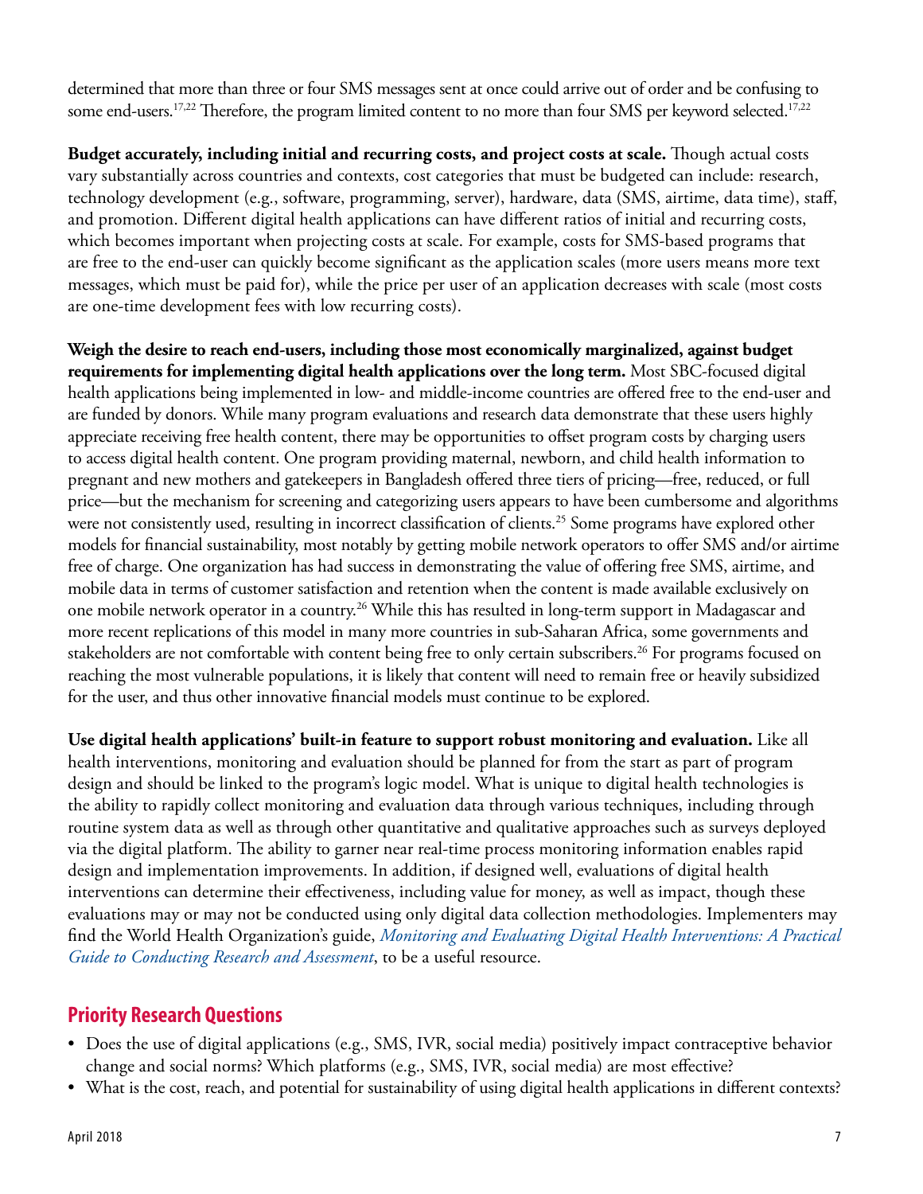determined that more than three or four SMS messages sent at once could arrive out of order and be confusing to some end-users.[17,22] Therefore, the program limited content to no more than four SMS per keyword selected.[17,22]

**Budget accurately, including initial and recurring costs, and project costs at scale.** Though actual costs vary substantially across countries and contexts, cost categories that must be budgeted can include: research, technology development (e.g., software, programming, server), hardware, data (SMS, airtime, data time), staff, and promotion. Different digital health applications can have different ratios of initial and recurring costs, which becomes important when projecting costs at scale. For example, costs for SMS-based programs that are free to the end-user can quickly become significant as the application scales (more users means more text messages, which must be paid for), while the price per user of an application decreases with scale (most costs are one-time development fees with low recurring costs).

**Weigh the desire to reach end-users, including those most economically marginalized, against budget requirements for implementing digital health applications over the long term.** Most SBC-focused digital health applications being implemented in low- and middle-income countries are offered free to the end-user and are funded by donors. While many program evaluations and research data demonstrate that these users highly appreciate receiving free health content, there may be opportunities to offset program costs by charging users to access digital health content. One program providing maternal, newborn, and child health information to pregnant and new mothers and gatekeepers in Bangladesh offered three tiers of pricing—free, reduced, or full price—but the mechanism for screening and categorizing users appears to have been cumbersome and algorithms were not consistently used, resulting in incorrect classification of clients.[25] Some programs have explored other models for financial sustainability, most notably by getting mobile network operators to offer SMS and/or airtime free of charge. One organization has had success in demonstrating the value of offering free SMS, airtime, and mobile data in terms of customer satisfaction and retention when the content is made available exclusively on one mobile network operator in a country.[26] While this has resulted in long-term support in Madagascar and more recent replications of this model in many more countries in sub-Saharan Africa, some governments and stakeholders are not comfortable with content being free to only certain subscribers.[26] For programs focused on reaching the most vulnerable populations, it is likely that content will need to remain free or heavily subsidized for the user, and thus other innovative financial models must continue to be explored.

**Use digital health applications' built-in feature to support robust monitoring and evaluation.** Like all health interventions, monitoring and evaluation should be planned for from the start as part of program design and should be linked to the program's logic model. What is unique to digital health technologies is the ability to rapidly collect monitoring and evaluation data through various techniques, including through routine system data as well as through other quantitative and qualitative approaches such as surveys deployed via the digital platform. The ability to garner near real-time process monitoring information enables rapid design and implementation improvements. In addition, if designed well, evaluations of digital health interventions can determine their effectiveness, including value for money, as well as impact, though these evaluations may or may not be conducted using only digital data collection methodologies. Implementers may find the World Health Organization's guide, *Monitoring and Evaluating Digital Health Interventions: A Practical Guide to Conducting Research and Assessment*, to be a useful resource.

## Priority Research Questions

- Does the use of digital applications (e.g., SMS, IVR, social media) positively impact contraceptive behavior change and social norms? Which platforms (e.g., SMS, IVR, social media) are most effective?
- What is the cost, reach, and potential for sustainability of using digital health applications in different contexts?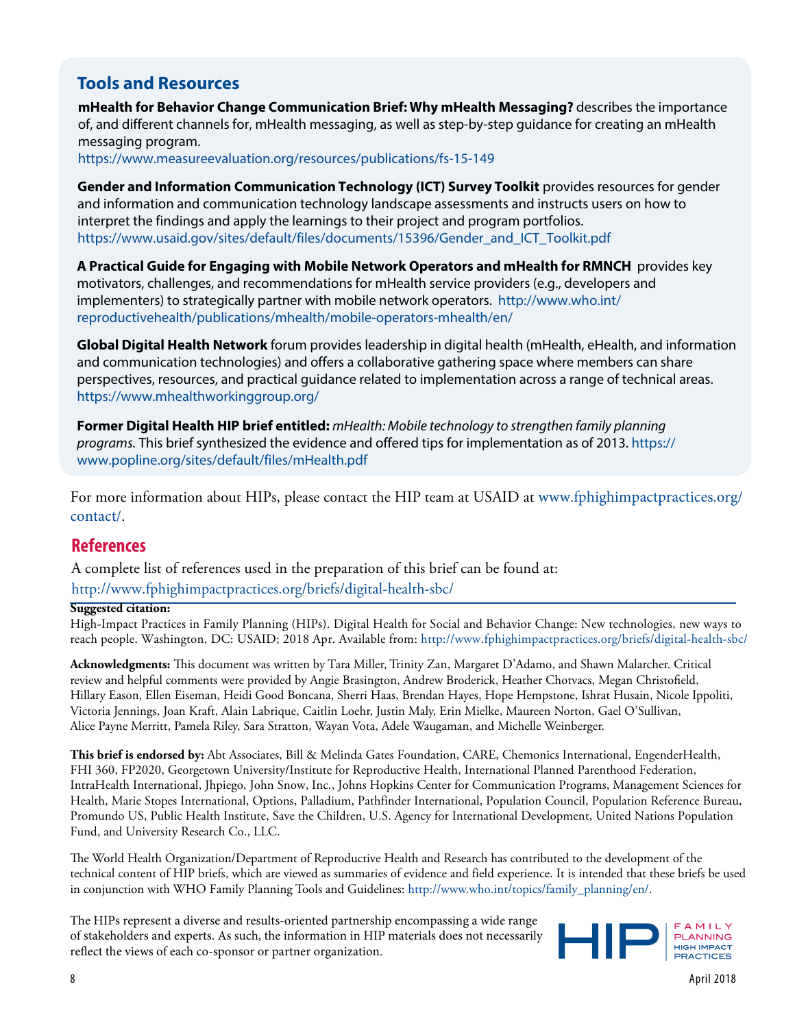## Tools and Resources

**mHealth for Behavior Change Communication Brief: Why mHealth Messaging?** describes the importance of, and different channels for, mHealth messaging, as well as step-by-step guidance for creating an mHealth messaging program.
https://www.measureevaluation.org/resources/publications/fs-15-149

**Gender and Information Communication Technology (ICT) Survey Toolkit** provides resources for gender and information and communication technology landscape assessments and instructs users on how to interpret the findings and apply the learnings to their project and program portfolios.
https://www.usaid.gov/sites/default/files/documents/15396/Gender_and_ICT_Toolkit.pdf

**A Practical Guide for Engaging with Mobile Network Operators and mHealth for RMNCH** provides key motivators, challenges, and recommendations for mHealth service providers (e.g., developers and implementers) to strategically partner with mobile network operators. http://www.who.int/reproductivehealth/publications/mhealth/mobile-operators-mhealth/en/

**Global Digital Health Network** forum provides leadership in digital health (mHealth, eHealth, and information and communication technologies) and offers a collaborative gathering space where members can share perspectives, resources, and practical guidance related to implementation across a range of technical areas.
https://www.mhealthworkinggroup.org/

**Former Digital Health HIP brief entitled:** *mHealth: Mobile technology to strengthen family planning programs.* This brief synthesized the evidence and offered tips for implementation as of 2013. https://www.popline.org/sites/default/files/mHealth.pdf

For more information about HIPs, please contact the HIP team at USAID at www.fphighimpactpractices.org/contact/.

## References

A complete list of references used in the preparation of this brief can be found at:
http://www.fphighimpactpractices.org/briefs/digital-health-sbc/

**Suggested citation:**
High-Impact Practices in Family Planning (HIPs). Digital Health for Social and Behavior Change: New technologies, new ways to reach people. Washington, DC: USAID; 2018 Apr. Available from: http://www.fphighimpactpractices.org/briefs/digital-health-sbc/

**Acknowledgments:** This document was written by Tara Miller, Trinity Zan, Margaret D'Adamo, and Shawn Malarcher. Critical review and helpful comments were provided by Angie Brasington, Andrew Broderick, Heather Chotvacs, Megan Christofield, Hillary Eason, Ellen Eiseman, Heidi Good Boncana, Sherri Haas, Brendan Hayes, Hope Hempstone, Ishrat Husain, Nicole Ippoliti, Victoria Jennings, Joan Kraft, Alain Labrique, Caitlin Loehr, Justin Maly, Erin Mielke, Maureen Norton, Gael O'Sullivan, Alice Payne Merritt, Pamela Riley, Sara Stratton, Wayan Vota, Adele Waugaman, and Michelle Weinberger.

**This brief is endorsed by:** Abt Associates, Bill & Melinda Gates Foundation, CARE, Chemonics International, EngenderHealth, FHI 360, FP2020, Georgetown University/Institute for Reproductive Health, International Planned Parenthood Federation, IntraHealth International, Jhpiego, John Snow, Inc., Johns Hopkins Center for Communication Programs, Management Sciences for Health, Marie Stopes International, Options, Palladium, Pathfinder International, Population Council, Population Reference Bureau, Promundo US, Public Health Institute, Save the Children, U.S. Agency for International Development, United Nations Population Fund, and University Research Co., LLC.

The World Health Organization/Department of Reproductive Health and Research has contributed to the development of the technical content of HIP briefs, which are viewed as summaries of evidence and field experience. It is intended that these briefs be used in conjunction with WHO Family Planning Tools and Guidelines: http://www.who.int/topics/family_planning/en/.

The HIPs represent a diverse and results-oriented partnership encompassing a wide range of stakeholders and experts. As such, the information in HIP materials does not necessarily reflect the views of each co-sponsor or partner organization.

HIP | FAMILY PLANNING HIGH IMPACT PRACTICES

April 2018